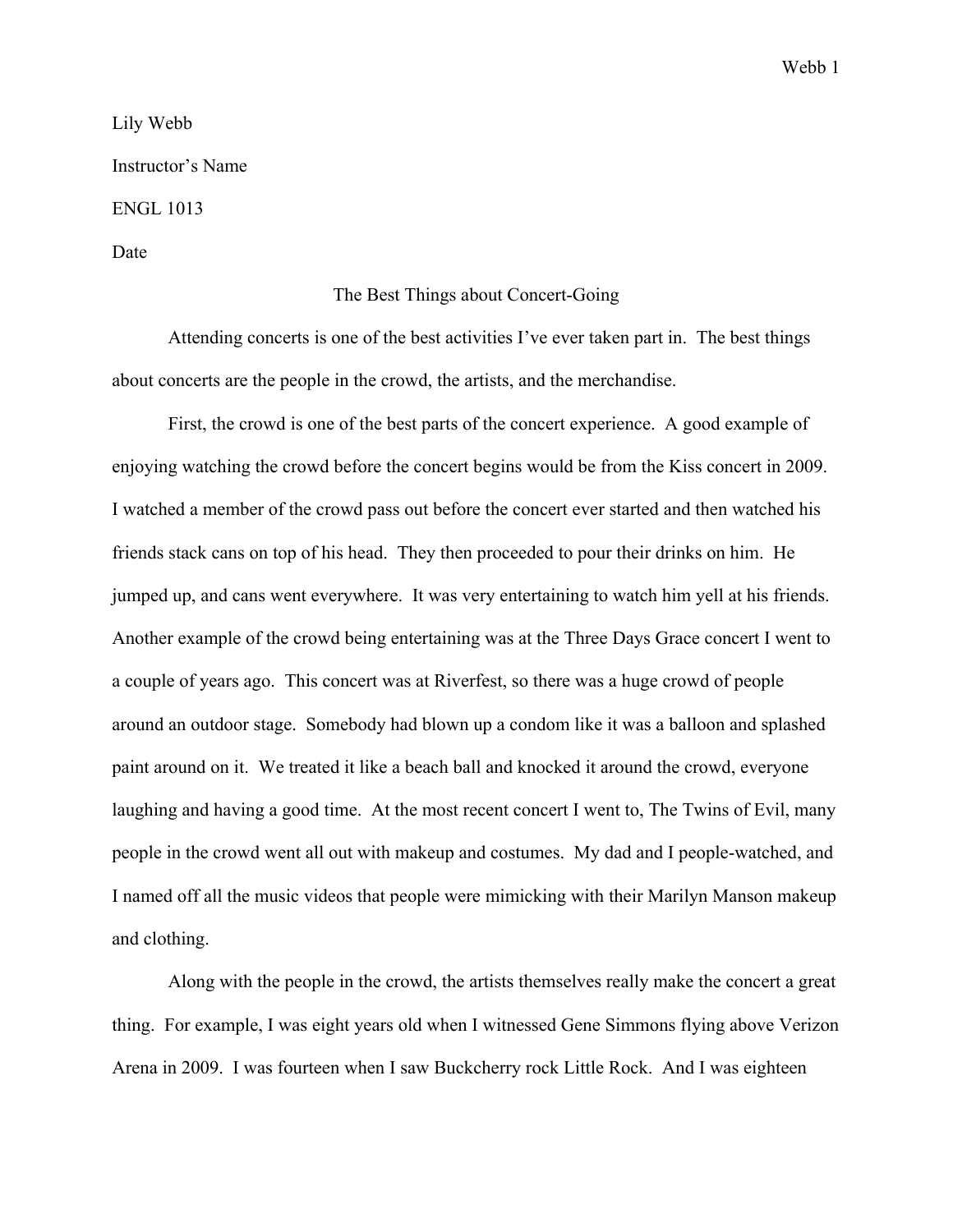Lily Webb

Instructor's Name

ENGL 1013

Date

# The Best Things about Concert-Going

Attending concerts is one of the best activities I've ever taken part in. The best things about concerts are the people in the crowd, the artists, and the merchandise.

First, the crowd is one of the best parts of the concert experience. A good example of enjoying watching the crowd before the concert begins would be from the Kiss concert in 2009. I watched a member of the crowd pass out before the concert ever started and then watched his friends stack cans on top of his head. They then proceeded to pour their drinks on him. He jumped up, and cans went everywhere. It was very entertaining to watch him yell at his friends. Another example of the crowd being entertaining was at the Three Days Grace concert I went to a couple of years ago. This concert was at Riverfest, so there was a huge crowd of people around an outdoor stage. Somebody had blown up a condom like it was a balloon and splashed paint around on it. We treated it like a beach ball and knocked it around the crowd, everyone laughing and having a good time. At the most recent concert I went to, The Twins of Evil, many people in the crowd went all out with makeup and costumes. My dad and I people-watched, and I named off all the music videos that people were mimicking with their Marilyn Manson makeup and clothing.

Along with the people in the crowd, the artists themselves really make the concert a great thing. For example, I was eight years old when I witnessed Gene Simmons flying above Verizon Arena in 2009. I was fourteen when I saw Buckcherry rock Little Rock. And I was eighteen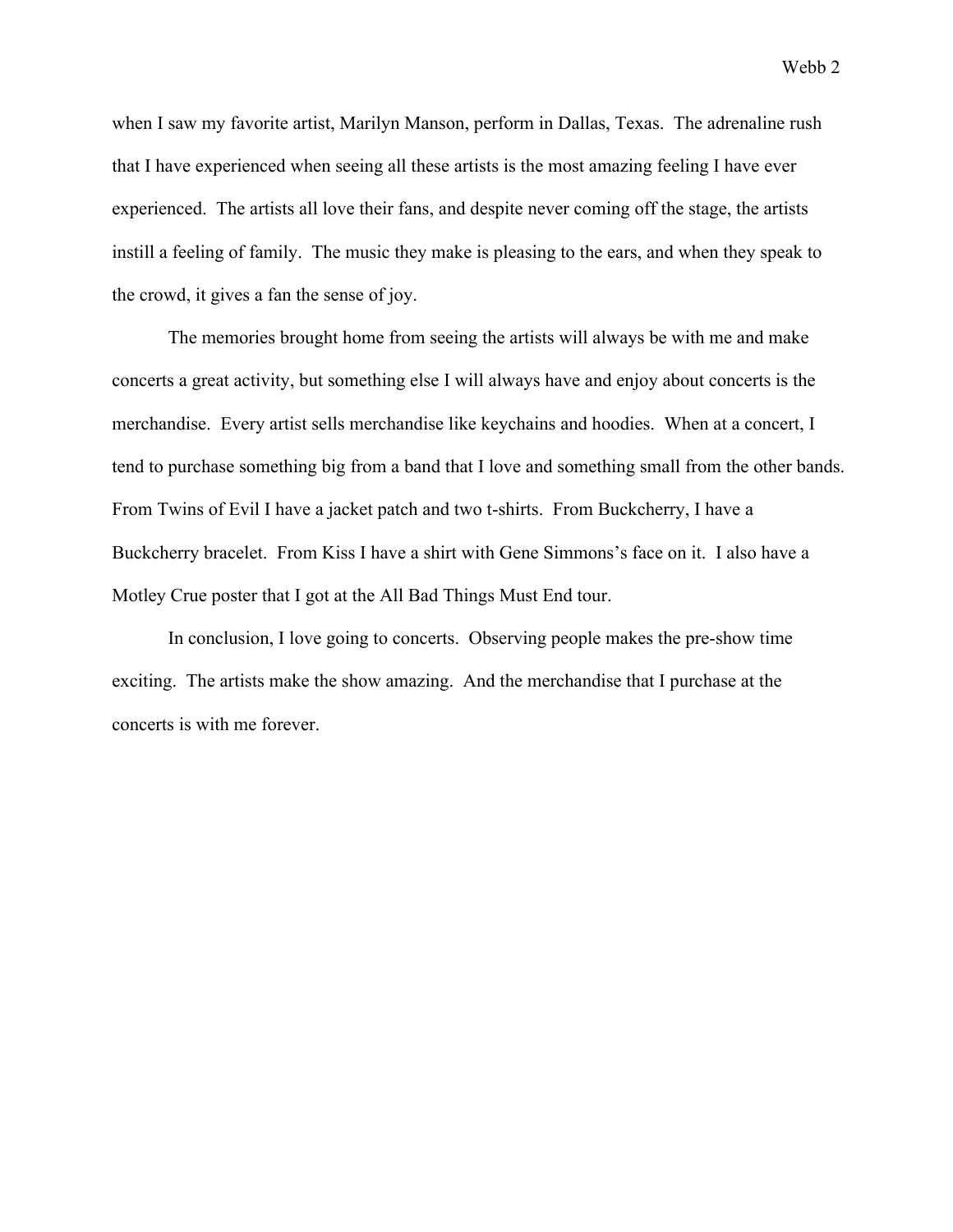when I saw my favorite artist, Marilyn Manson, perform in Dallas, Texas. The adrenaline rush that I have experienced when seeing all these artists is the most amazing feeling I have ever experienced. The artists all love their fans, and despite never coming off the stage, the artists instill a feeling of family. The music they make is pleasing to the ears, and when they speak to the crowd, it gives a fan the sense of joy.

The memories brought home from seeing the artists will always be with me and make concerts a great activity, but something else I will always have and enjoy about concerts is the merchandise. Every artist sells merchandise like keychains and hoodies. When at a concert, I tend to purchase something big from a band that I love and something small from the other bands. From Twins of Evil I have a jacket patch and two t-shirts. From Buckcherry, I have a Buckcherry bracelet. From Kiss I have a shirt with Gene Simmons's face on it. I also have a Motley Crue poster that I got at the All Bad Things Must End tour.

In conclusion, I love going to concerts. Observing people makes the pre-show time exciting. The artists make the show amazing. And the merchandise that I purchase at the concerts is with me forever.